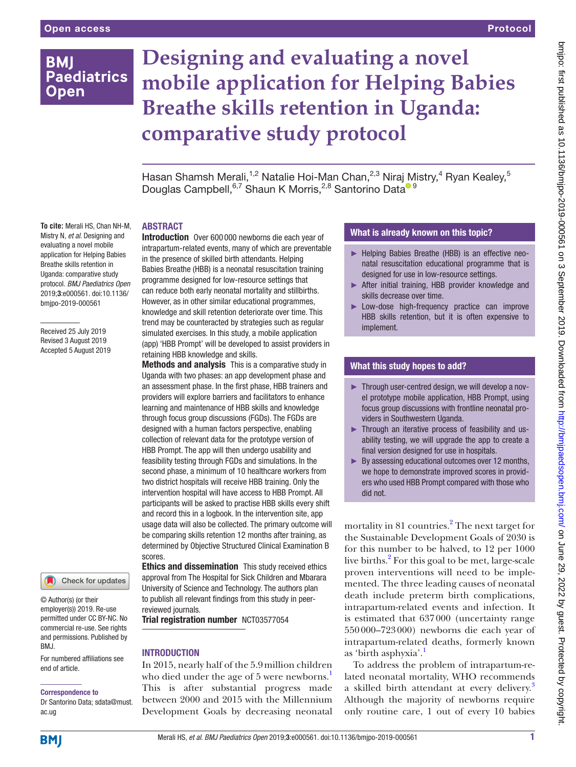Open access

Protocol

# Designing and evaluating a novel mobile application for Helping Babies Breathe skills retention in Uganda: comparative study protocol

Hasan Shamsh Merali,[1,2] Natalie Hoi-Man Chan,[2,3] Niraj Mistry,[4] Ryan Kealey,[5] Douglas Campbell,[6,7] Shaun K Morris,[2,8] Santorino Data[9]

**To cite:** Merali HS, Chan NH-M, Mistry N, *et al*. Designing and evaluating a novel mobile application for Helping Babies Breathe skills retention in Uganda: comparative study protocol. *BMJ Paediatrics Open* 2019;**3**:e000561. doi:10.1136/bmjpo-2019-000561

Received 25 July 2019
Revised 3 August 2019
Accepted 5 August 2019

© Author(s) (or their employer(s)) 2019. Re-use permitted under CC BY-NC. No commercial re-use. See rights and permissions. Published by BMJ.

For numbered affiliations see end of article.

**Correspondence to**
Dr Santorino Data; sdata@must.ac.ug

## ABSTRACT

**Introduction** Over 600 000 newborns die each year of intrapartum-related events, many of which are preventable in the presence of skilled birth attendants. Helping Babies Breathe (HBB) is a neonatal resuscitation training programme designed for low-resource settings that can reduce both early neonatal mortality and stillbirths. However, as in other similar educational programmes, knowledge and skill retention deteriorate over time. This trend may be counteracted by strategies such as regular simulated exercises. In this study, a mobile application (app) 'HBB Prompt' will be developed to assist providers in retaining HBB knowledge and skills.

**Methods and analysis** This is a comparative study in Uganda with two phases: an app development phase and an assessment phase. In the first phase, HBB trainers and providers will explore barriers and facilitators to enhance learning and maintenance of HBB skills and knowledge through focus group discussions (FGDs). The FGDs are designed with a human factors perspective, enabling collection of relevant data for the prototype version of HBB Prompt. The app will then undergo usability and feasibility testing through FGDs and simulations. In the second phase, a minimum of 10 healthcare workers from two district hospitals will receive HBB training. Only the intervention hospital will have access to HBB Prompt. All participants will be asked to practise HBB skills every shift and record this in a logbook. In the intervention site, app usage data will also be collected. The primary outcome will be comparing skills retention 12 months after training, as determined by Objective Structured Clinical Examination B scores.

**Ethics and dissemination** This study received ethics approval from The Hospital for Sick Children and Mbarara University of Science and Technology. The authors plan to publish all relevant findings from this study in peer-reviewed journals.

**Trial registration number** NCT03577054

### What is already known on this topic?

- Helping Babies Breathe (HBB) is an effective neonatal resuscitation educational programme that is designed for use in low-resource settings.
- After initial training, HBB provider knowledge and skills decrease over time.
- Low-dose high-frequency practice can improve HBB skills retention, but it is often expensive to implement.

### What this study hopes to add?

- Through user-centred design, we will develop a novel prototype mobile application, HBB Prompt, using focus group discussions with frontline neonatal providers in Southwestern Uganda.
- Through an iterative process of feasibility and usability testing, we will upgrade the app to create a final version designed for use in hospitals.
- By assessing educational outcomes over 12 months, we hope to demonstrate improved scores in providers who used HBB Prompt compared with those who did not.

## INTRODUCTION

In 2015, nearly half of the 5.9 million children who died under the age of 5 were newborns.[1] This is after substantial progress made between 2000 and 2015 with the Millennium Development Goals by decreasing neonatal mortality in 81 countries.[2] The next target for the Sustainable Development Goals of 2030 is for this number to be halved, to 12 per 1000 live births.[2] For this goal to be met, large-scale proven interventions will need to be implemented. The three leading causes of neonatal death include preterm birth complications, intrapartum-related events and infection. It is estimated that 637 000 (uncertainty range 550 000–723 000) newborns die each year of intrapartum-related deaths, formerly known as 'birth asphyxia'.[1]

To address the problem of intrapartum-related neonatal mortality, WHO recommends a skilled birth attendant at every delivery.[3] Although the majority of newborns require only routine care, 1 out of every 10 babies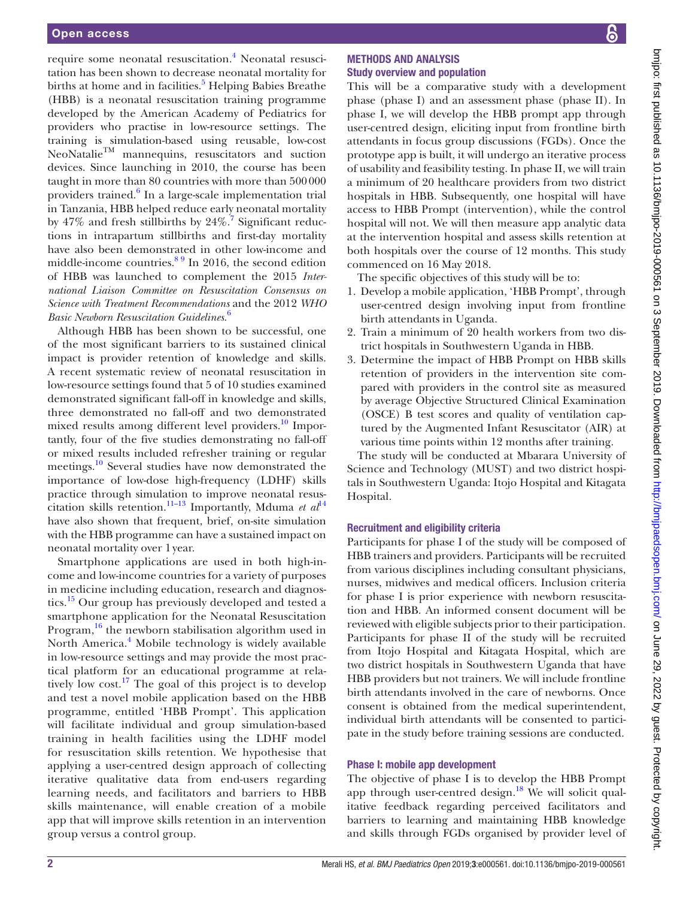require some neonatal resuscitation.[4] Neonatal resuscitation has been shown to decrease neonatal mortality for births at home and in facilities.[5] Helping Babies Breathe (HBB) is a neonatal resuscitation training programme developed by the American Academy of Pediatrics for providers who practise in low-resource settings. The training is simulation-based using reusable, low-cost NeoNatalie™ mannequins, resuscitators and suction devices. Since launching in 2010, the course has been taught in more than 80 countries with more than 500 000 providers trained.[6] In a large-scale implementation trial in Tanzania, HBB helped reduce early neonatal mortality by 47% and fresh stillbirths by 24%.[7] Significant reductions in intrapartum stillbirths and first-day mortality have also been demonstrated in other low-income and middle-income countries.[8 9] In 2016, the second edition of HBB was launched to complement the 2015 *International Liaison Committee on Resuscitation Consensus on Science with Treatment Recommendations* and the 2012 *WHO Basic Newborn Resuscitation Guidelines*.[6]

Although HBB has been shown to be successful, one of the most significant barriers to its sustained clinical impact is provider retention of knowledge and skills. A recent systematic review of neonatal resuscitation in low-resource settings found that 5 of 10 studies examined demonstrated significant fall-off in knowledge and skills, three demonstrated no fall-off and two demonstrated mixed results among different level providers.[10] Importantly, four of the five studies demonstrating no fall-off or mixed results included refresher training or regular meetings.[10] Several studies have now demonstrated the importance of low-dose high-frequency (LDHF) skills practice through simulation to improve neonatal resuscitation skills retention.[11–13] Importantly, Mduma *et al*[14] have also shown that frequent, brief, on-site simulation with the HBB programme can have a sustained impact on neonatal mortality over 1 year.

Smartphone applications are used in both high-income and low-income countries for a variety of purposes in medicine including education, research and diagnostics.[15] Our group has previously developed and tested a smartphone application for the Neonatal Resuscitation Program,[16] the newborn stabilisation algorithm used in North America.[4] Mobile technology is widely available in low-resource settings and may provide the most practical platform for an educational programme at relatively low cost.[17] The goal of this project is to develop and test a novel mobile application based on the HBB programme, entitled 'HBB Prompt'. This application will facilitate individual and group simulation-based training in health facilities using the LDHF model for resuscitation skills retention. We hypothesise that applying a user-centred design approach of collecting iterative qualitative data from end-users regarding learning needs, and facilitators and barriers to HBB skills maintenance, will enable creation of a mobile app that will improve skills retention in an intervention group versus a control group.

## METHODS AND ANALYSIS

### Study overview and population

This will be a comparative study with a development phase (phase I) and an assessment phase (phase II). In phase I, we will develop the HBB prompt app through user-centred design, eliciting input from frontline birth attendants in focus group discussions (FGDs). Once the prototype app is built, it will undergo an iterative process of usability and feasibility testing. In phase II, we will train a minimum of 20 healthcare providers from two district hospitals in HBB. Subsequently, one hospital will have access to HBB Prompt (intervention), while the control hospital will not. We will then measure app analytic data at the intervention hospital and assess skills retention at both hospitals over the course of 12 months. This study commenced on 16 May 2018.

The specific objectives of this study will be to:

1. Develop a mobile application, 'HBB Prompt', through user-centred design involving input from frontline birth attendants in Uganda.
2. Train a minimum of 20 health workers from two district hospitals in Southwestern Uganda in HBB.
3. Determine the impact of HBB Prompt on HBB skills retention of providers in the intervention site compared with providers in the control site as measured by average Objective Structured Clinical Examination (OSCE) B test scores and quality of ventilation captured by the Augmented Infant Resuscitator (AIR) at various time points within 12 months after training.

The study will be conducted at Mbarara University of Science and Technology (MUST) and two district hospitals in Southwestern Uganda: Itojo Hospital and Kitagata Hospital.

### Recruitment and eligibility criteria

Participants for phase I of the study will be composed of HBB trainers and providers. Participants will be recruited from various disciplines including consultant physicians, nurses, midwives and medical officers. Inclusion criteria for phase I is prior experience with newborn resuscitation and HBB. An informed consent document will be reviewed with eligible subjects prior to their participation. Participants for phase II of the study will be recruited from Itojo Hospital and Kitagata Hospital, which are two district hospitals in Southwestern Uganda that have HBB providers but not trainers. We will include frontline birth attendants involved in the care of newborns. Once consent is obtained from the medical superintendent, individual birth attendants will be consented to participate in the study before training sessions are conducted.

### Phase I: mobile app development

The objective of phase I is to develop the HBB Prompt app through user-centred design.[18] We will solicit qualitative feedback regarding perceived facilitators and barriers to learning and maintaining HBB knowledge and skills through FGDs organised by provider level of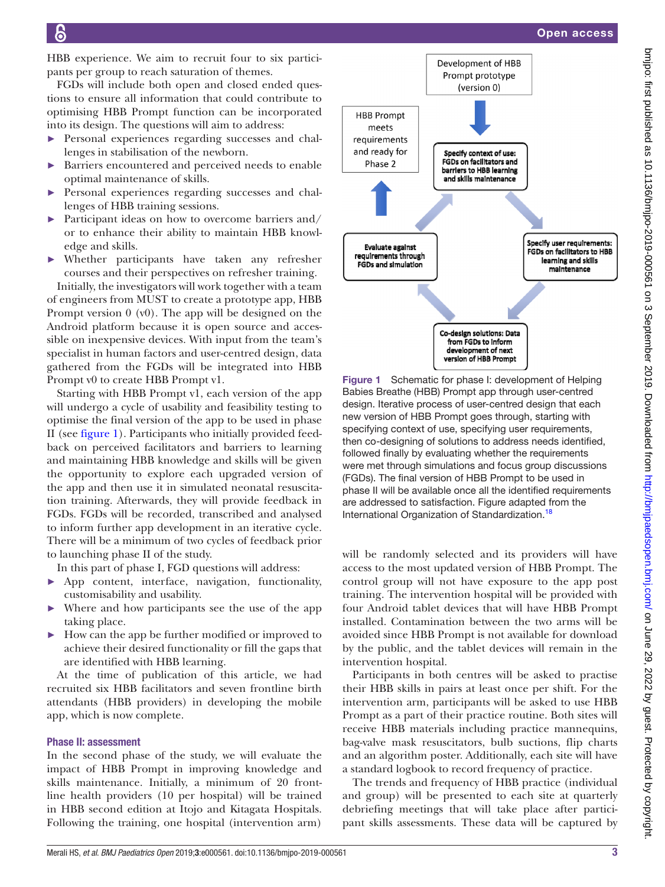HBB experience. We aim to recruit four to six participants per group to reach saturation of themes.

FGDs will include both open and closed ended questions to ensure all information that could contribute to optimising HBB Prompt function can be incorporated into its design. The questions will aim to address:

- Personal experiences regarding successes and challenges in stabilisation of the newborn.
- Barriers encountered and perceived needs to enable optimal maintenance of skills.
- Personal experiences regarding successes and challenges of HBB training sessions.
- Participant ideas on how to overcome barriers and/or to enhance their ability to maintain HBB knowledge and skills.
- Whether participants have taken any refresher courses and their perspectives on refresher training.

Initially, the investigators will work together with a team of engineers from MUST to create a prototype app, HBB Prompt version 0 (v0). The app will be designed on the Android platform because it is open source and accessible on inexpensive devices. With input from the team's specialist in human factors and user-centred design, data gathered from the FGDs will be integrated into HBB Prompt v0 to create HBB Prompt v1.

Starting with HBB Prompt v1, each version of the app will undergo a cycle of usability and feasibility testing to optimise the final version of the app to be used in phase II (see figure 1). Participants who initially provided feedback on perceived facilitators and barriers to learning and maintaining HBB knowledge and skills will be given the opportunity to explore each upgraded version of the app and then use it in simulated neonatal resuscitation training. Afterwards, they will provide feedback in FGDs. FGDs will be recorded, transcribed and analysed to inform further app development in an iterative cycle. There will be a minimum of two cycles of feedback prior to launching phase II of the study.

In this part of phase I, FGD questions will address:

- App content, interface, navigation, functionality, customisability and usability.
- Where and how participants see the use of the app taking place.
- How can the app be further modified or improved to achieve their desired functionality or fill the gaps that are identified with HBB learning.

At the time of publication of this article, we had recruited six HBB facilitators and seven frontline birth attendants (HBB providers) in developing the mobile app, which is now complete.

### Phase II: assessment

In the second phase of the study, we will evaluate the impact of HBB Prompt in improving knowledge and skills maintenance. Initially, a minimum of 20 frontline health providers (10 per hospital) will be trained in HBB second edition at Itojo and Kitagata Hospitals. Following the training, one hospital (intervention arm) will be randomly selected and its providers will have access to the most updated version of HBB Prompt. The control group will not have exposure to the app post training. The intervention hospital will be provided with four Android tablet devices that will have HBB Prompt installed. Contamination between the two arms will be avoided since HBB Prompt is not available for download by the public, and the tablet devices will remain in the intervention hospital.

Participants in both centres will be asked to practise their HBB skills in pairs at least once per shift. For the intervention arm, participants will be asked to use HBB Prompt as a part of their practice routine. Both sites will receive HBB materials including practice mannequins, bag-valve mask resuscitators, bulb suctions, flip charts and an algorithm poster. Additionally, each site will have a standard logbook to record frequency of practice.

The trends and frequency of HBB practice (individual and group) will be presented to each site at quarterly debriefing meetings that will take place after participant skills assessments. These data will be captured by

Development of HBB Prompt prototype (version 0)

Specify context of use: FGDs on facilitators and barriers to HBB learning and skills maintenance

Specify user requirements: FGDs on facilitators to HBB learning and skills maintenance

Co-design solutions: Data from FGDs to inform development of next version of HBB Prompt

Evaluate against requirements through FGDs and simulation

HBB Prompt meets requirements and ready for Phase 2

**Figure 1** Schematic for phase I: development of Helping Babies Breathe (HBB) Prompt app through user-centred design. Iterative process of user-centred design that each new version of HBB Prompt goes through, starting with specifying context of use, specifying user requirements, then co-designing of solutions to address needs identified, followed finally by evaluating whether the requirements were met through simulations and focus group discussions (FGDs). The final version of HBB Prompt to be used in phase II will be available once all the identified requirements are addressed to satisfaction. Figure adapted from the International Organization of Standardization.[18]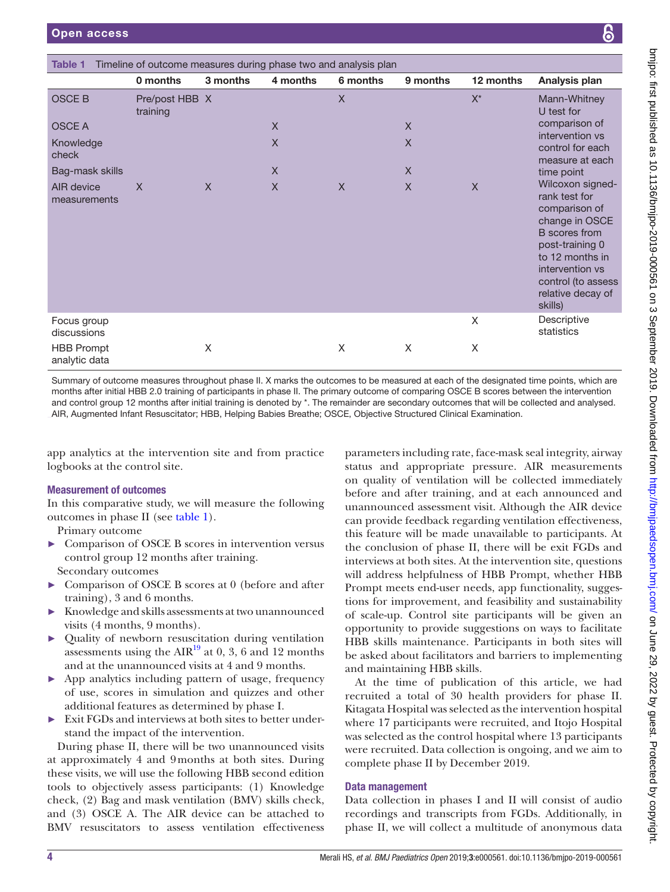**Table 1** Timeline of outcome measures during phase two and analysis plan

| | 0 months | 3 months | 4 months | 6 months | 9 months | 12 months | Analysis plan |
|---|---|---|---|---|---|---|---|
| OSCE B | Pre/post HBB training | X | | X | | X* | Mann-Whitney U test for comparison of intervention vs control for each measure at each time point Wilcoxon signed-rank test for comparison of change in OSCE B scores from post-training 0 to 12 months in intervention vs control (to assess relative decay of skills) |
| OSCE A | | | X | | X | | |
| Knowledge check | | | X | | X | | |
| Bag-mask skills | | | X | | X | | |
| AIR device measurements | X | X | X | X | X | X | |
| Focus group discussions | | | | | | X | Descriptive statistics |
| HBB Prompt analytic data | | X | | X | X | X | |

Summary of outcome measures throughout phase II. X marks the outcomes to be measured at each of the designated time points, which are months after initial HBB 2.0 training of participants in phase II. The primary outcome of comparing OSCE B scores between the intervention and control group 12 months after initial training is denoted by *. The remainder are secondary outcomes that will be collected and analysed. AIR, Augmented Infant Resuscitator; HBB, Helping Babies Breathe; OSCE, Objective Structured Clinical Examination.

app analytics at the intervention site and from practice logbooks at the control site.

### Measurement of outcomes

In this comparative study, we will measure the following outcomes in phase II (see table 1).

Primary outcome

- Comparison of OSCE B scores in intervention versus control group 12 months after training.

Secondary outcomes

- Comparison of OSCE B scores at 0 (before and after training), 3 and 6 months.
- Knowledge and skills assessments at two unannounced visits (4 months, 9 months).
- Quality of newborn resuscitation during ventilation assessments using the AIR[19] at 0, 3, 6 and 12 months and at the unannounced visits at 4 and 9 months.
- App analytics including pattern of usage, frequency of use, scores in simulation and quizzes and other additional features as determined by phase I.
- Exit FGDs and interviews at both sites to better understand the impact of the intervention.

During phase II, there will be two unannounced visits at approximately 4 and 9 months at both sites. During these visits, we will use the following HBB second edition tools to objectively assess participants: (1) Knowledge check, (2) Bag and mask ventilation (BMV) skills check, and (3) OSCE A. The AIR device can be attached to BMV resuscitators to assess ventilation effectiveness parameters including rate, face-mask seal integrity, airway status and appropriate pressure. AIR measurements on quality of ventilation will be collected immediately before and after training, and at each announced and unannounced assessment visit. Although the AIR device can provide feedback regarding ventilation effectiveness, this feature will be made unavailable to participants. At the conclusion of phase II, there will be exit FGDs and interviews at both sites. At the intervention site, questions will address helpfulness of HBB Prompt, whether HBB Prompt meets end-user needs, app functionality, suggestions for improvement, and feasibility and sustainability of scale-up. Control site participants will be given an opportunity to provide suggestions on ways to facilitate HBB skills maintenance. Participants in both sites will be asked about facilitators and barriers to implementing and maintaining HBB skills.

At the time of publication of this article, we had recruited a total of 30 health providers for phase II. Kitagata Hospital was selected as the intervention hospital where 17 participants were recruited, and Itojo Hospital was selected as the control hospital where 13 participants were recruited. Data collection is ongoing, and we aim to complete phase II by December 2019.

### Data management

Data collection in phases I and II will consist of audio recordings and transcripts from FGDs. Additionally, in phase II, we will collect a multitude of anonymous data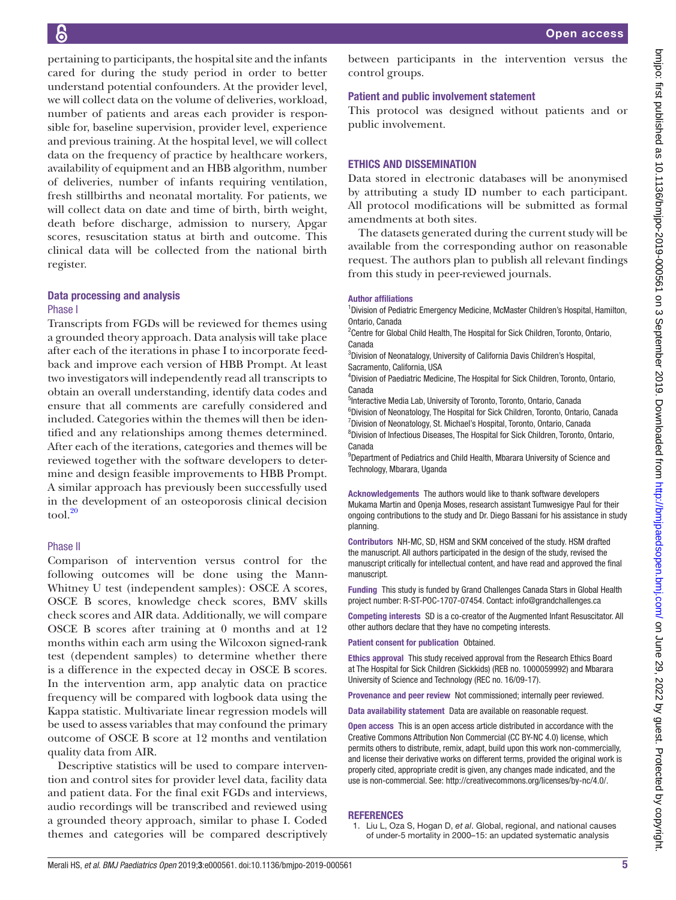pertaining to participants, the hospital site and the infants cared for during the study period in order to better understand potential confounders. At the provider level, we will collect data on the volume of deliveries, workload, number of patients and areas each provider is responsible for, baseline supervision, provider level, experience and previous training. At the hospital level, we will collect data on the frequency of practice by healthcare workers, availability of equipment and an HBB algorithm, number of deliveries, number of infants requiring ventilation, fresh stillbirths and neonatal mortality. For patients, we will collect data on date and time of birth, birth weight, death before discharge, admission to nursery, Apgar scores, resuscitation status at birth and outcome. This clinical data will be collected from the national birth register.

### Data processing and analysis

#### Phase I

Transcripts from FGDs will be reviewed for themes using a grounded theory approach. Data analysis will take place after each of the iterations in phase I to incorporate feedback and improve each version of HBB Prompt. At least two investigators will independently read all transcripts to obtain an overall understanding, identify data codes and ensure that all comments are carefully considered and included. Categories within the themes will then be identified and any relationships among themes determined. After each of the iterations, categories and themes will be reviewed together with the software developers to determine and design feasible improvements to HBB Prompt. A similar approach has previously been successfully used in the development of an osteoporosis clinical decision tool.[20]

#### Phase II

Comparison of intervention versus control for the following outcomes will be done using the Mann-Whitney U test (independent samples): OSCE A scores, OSCE B scores, knowledge check scores, BMV skills check scores and AIR data. Additionally, we will compare OSCE B scores after training at 0 months and at 12 months within each arm using the Wilcoxon signed-rank test (dependent samples) to determine whether there is a difference in the expected decay in OSCE B scores. In the intervention arm, app analytic data on practice frequency will be compared with logbook data using the Kappa statistic. Multivariate linear regression models will be used to assess variables that may confound the primary outcome of OSCE B score at 12 months and ventilation quality data from AIR.

Descriptive statistics will be used to compare intervention and control sites for provider level data, facility data and patient data. For the final exit FGDs and interviews, audio recordings will be transcribed and reviewed using a grounded theory approach, similar to phase I. Coded themes and categories will be compared descriptively between participants in the intervention versus the control groups.

### Patient and public involvement statement

This protocol was designed without patients and or public involvement.

## ETHICS AND DISSEMINATION

Data stored in electronic databases will be anonymised by attributing a study ID number to each participant. All protocol modifications will be submitted as formal amendments at both sites.

The datasets generated during the current study will be available from the corresponding author on reasonable request. The authors plan to publish all relevant findings from this study in peer-reviewed journals.

**Author affiliations**

[1]Division of Pediatric Emergency Medicine, McMaster Children's Hospital, Hamilton, Ontario, Canada
[2]Centre for Global Child Health, The Hospital for Sick Children, Toronto, Ontario, Canada
[3]Division of Neonatalogy, University of California Davis Children's Hospital, Sacramento, California, USA
[4]Division of Paediatric Medicine, The Hospital for Sick Children, Toronto, Ontario, Canada
[5]Interactive Media Lab, University of Toronto, Toronto, Ontario, Canada
[6]Division of Neonatology, The Hospital for Sick Children, Toronto, Ontario, Canada
[7]Division of Neonatology, St. Michael's Hospital, Toronto, Ontario, Canada
[8]Division of Infectious Diseases, The Hospital for Sick Children, Toronto, Ontario, Canada
[9]Department of Pediatrics and Child Health, Mbarara University of Science and Technology, Mbarara, Uganda

**Acknowledgements** The authors would like to thank software developers Mukama Martin and Openja Moses, research assistant Tumwesigye Paul for their ongoing contributions to the study and Dr. Diego Bassani for his assistance in study planning.

**Contributors** NH-MC, SD, HSM and SKM conceived of the study. HSM drafted the manuscript. All authors participated in the design of the study, revised the manuscript critically for intellectual content, and have read and approved the final manuscript.

**Funding** This study is funded by Grand Challenges Canada Stars in Global Health project number: R-ST-POC-1707-07454. Contact: info@grandchallenges.ca

**Competing interests** SD is a co-creator of the Augmented Infant Resuscitator. All other authors declare that they have no competing interests.

**Patient consent for publication** Obtained.

**Ethics approval** This study received approval from the Research Ethics Board at The Hospital for Sick Children (Sickkids) (REB no. 1000059992) and Mbarara University of Science and Technology (REC no. 16/09-17).

**Provenance and peer review** Not commissioned; internally peer reviewed.

**Data availability statement** Data are available on reasonable request.

**Open access** This is an open access article distributed in accordance with the Creative Commons Attribution Non Commercial (CC BY-NC 4.0) license, which permits others to distribute, remix, adapt, build upon this work non-commercially, and license their derivative works on different terms, provided the original work is properly cited, appropriate credit is given, any changes made indicated, and the use is non-commercial. See: http://creativecommons.org/licenses/by-nc/4.0/.

## REFERENCES

1. Liu L, Oza S, Hogan D, *et al*. Global, regional, and national causes of under-5 mortality in 2000–15: an updated systematic analysis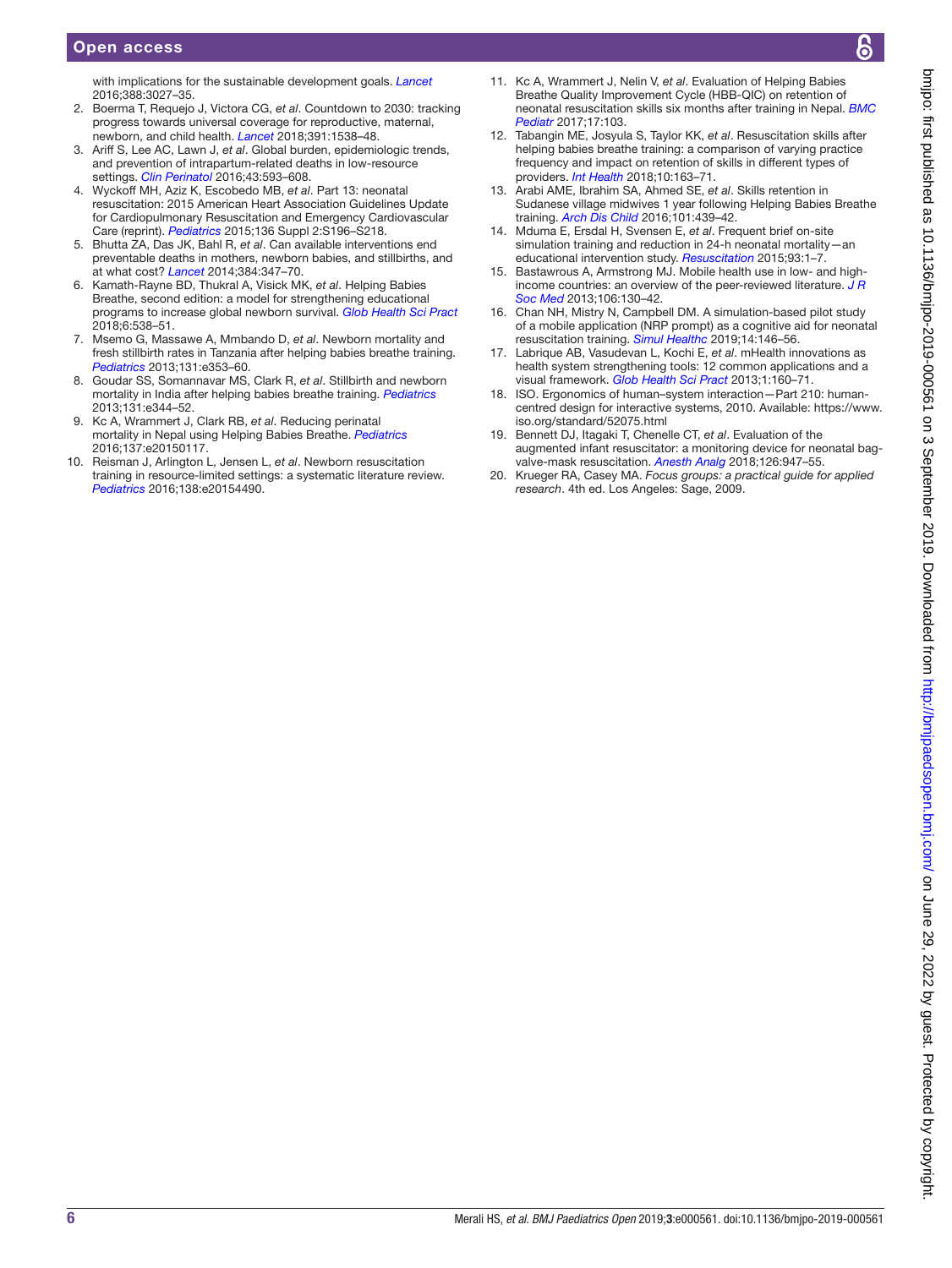with implications for the sustainable development goals. *Lancet* 2016;388:3027–35.

2. Boerma T, Requejo J, Victora CG, *et al*. Countdown to 2030: tracking progress towards universal coverage for reproductive, maternal, newborn, and child health. *Lancet* 2018;391:1538–48.
3. Ariff S, Lee AC, Lawn J, *et al*. Global burden, epidemiologic trends, and prevention of intrapartum-related deaths in low-resource settings. *Clin Perinatol* 2016;43:593–608.
4. Wyckoff MH, Aziz K, Escobedo MB, *et al*. Part 13: neonatal resuscitation: 2015 American Heart Association Guidelines Update for Cardiopulmonary Resuscitation and Emergency Cardiovascular Care (reprint). *Pediatrics* 2015;136 Suppl 2:S196–S218.
5. Bhutta ZA, Das JK, Bahl R, *et al*. Can available interventions end preventable deaths in mothers, newborn babies, and stillbirths, and at what cost? *Lancet* 2014;384:347–70.
6. Kamath-Rayne BD, Thukral A, Visick MK, *et al*. Helping Babies Breathe, second edition: a model for strengthening educational programs to increase global newborn survival. *Glob Health Sci Pract* 2018;6:538–51.
7. Msemo G, Massawe A, Mmbando D, *et al*. Newborn mortality and fresh stillbirth rates in Tanzania after helping babies breathe training. *Pediatrics* 2013;131:e353–60.
8. Goudar SS, Somannavar MS, Clark R, *et al*. Stillbirth and newborn mortality in India after helping babies breathe training. *Pediatrics* 2013;131:e344–52.
9. Kc A, Wrammert J, Clark RB, *et al*. Reducing perinatal mortality in Nepal using Helping Babies Breathe. *Pediatrics* 2016;137:e20150117.
10. Reisman J, Arlington L, Jensen L, *et al*. Newborn resuscitation training in resource-limited settings: a systematic literature review. *Pediatrics* 2016;138:e20154490.
11. Kc A, Wrammert J, Nelin V, *et al*. Evaluation of Helping Babies Breathe Quality Improvement Cycle (HBB-QIC) on retention of neonatal resuscitation skills six months after training in Nepal. *BMC Pediatr* 2017;17:103.
12. Tabangin ME, Josyula S, Taylor KK, *et al*. Resuscitation skills after helping babies breathe training: a comparison of varying practice frequency and impact on retention of skills in different types of providers. *Int Health* 2018;10:163–71.
13. Arabi AME, Ibrahim SA, Ahmed SE, *et al*. Skills retention in Sudanese village midwives 1 year following Helping Babies Breathe training. *Arch Dis Child* 2016;101:439–42.
14. Mduma E, Ersdal H, Svensen E, *et al*. Frequent brief on-site simulation training and reduction in 24-h neonatal mortality—an educational intervention study. *Resuscitation* 2015;93:1–7.
15. Bastawrous A, Armstrong MJ. Mobile health use in low- and high-income countries: an overview of the peer-reviewed literature. *J R Soc Med* 2013;106:130–42.
16. Chan NH, Mistry N, Campbell DM. A simulation-based pilot study of a mobile application (NRP prompt) as a cognitive aid for neonatal resuscitation training. *Simul Healthc* 2019;14:146–56.
17. Labrique AB, Vasudevan L, Kochi E, *et al*. mHealth innovations as health system strengthening tools: 12 common applications and a visual framework. *Glob Health Sci Pract* 2013;1:160–71.
18. ISO. Ergonomics of human–system interaction—Part 210: human-centred design for interactive systems, 2010. Available: https://www.iso.org/standard/52075.html
19. Bennett DJ, Itagaki T, Chenelle CT, *et al*. Evaluation of the augmented infant resuscitator: a monitoring device for neonatal bag-valve-mask resuscitation. *Anesth Analg* 2018;126:947–55.
20. Krueger RA, Casey MA. *Focus groups: a practical guide for applied research*. 4th ed. Los Angeles: Sage, 2009.